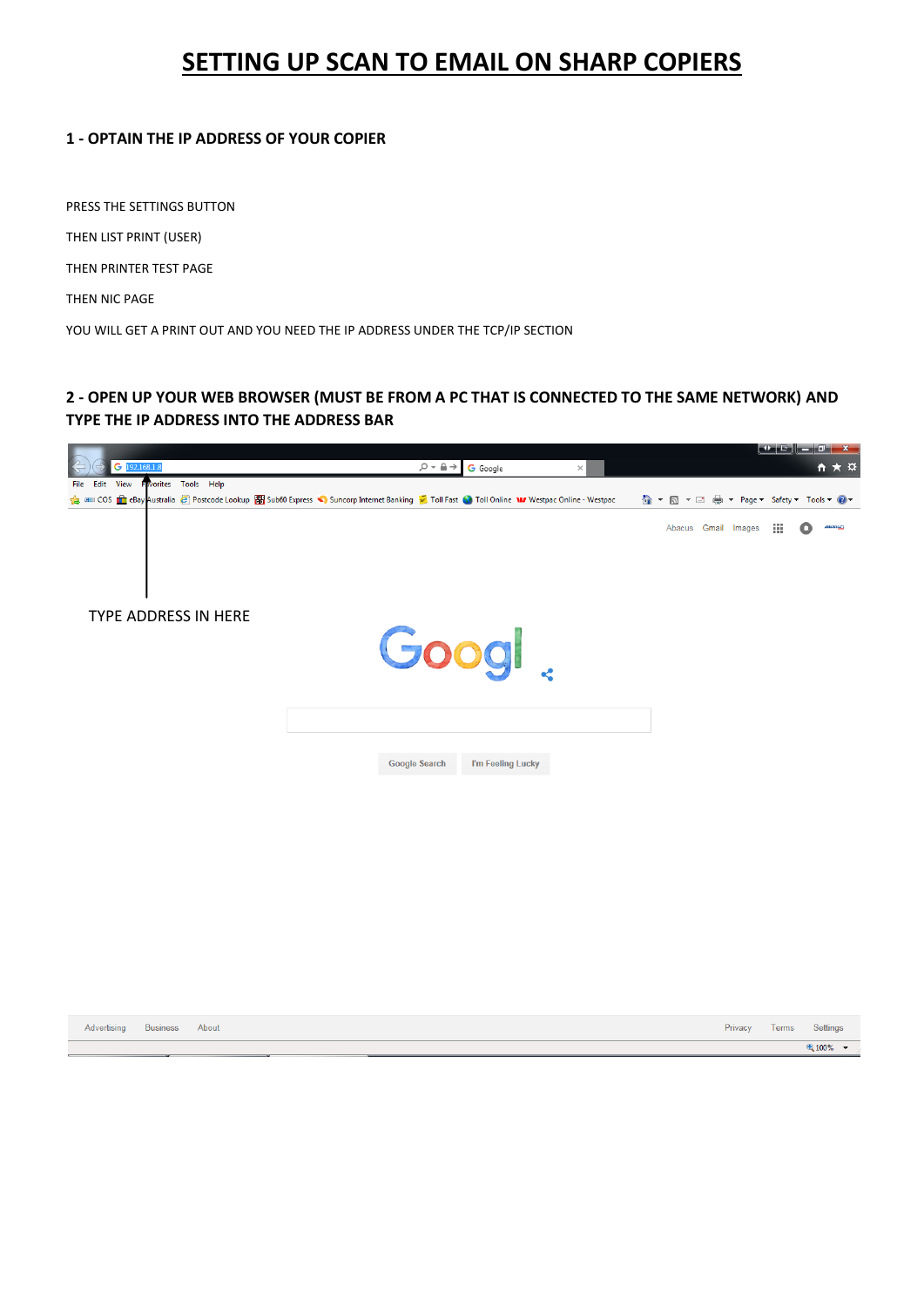# SETTING UP SCAN TO EMAIL ON SHARP COPIERS

## 1 - OPTAIN THE IP ADDRESS OF YOUR COPIER

PRESS THE SETTINGS BUTTON

THEN LIST PRINT (USER)

THEN PRINTER TEST PAGE

THEN NIC PAGE

YOU WILL GET A PRINT OUT AND YOU NEED THE IP ADDRESS UNDER THE TCP/IP SECTION

## 2 - OPEN UP YOUR WEB BROWSER (MUST BE FROM A PC THAT IS CONNECTED TO THE SAME NETWORK) AND TYPE THE IP ADDRESS INTO THE ADDRESS BAR

TYPE ADDRESS IN HERE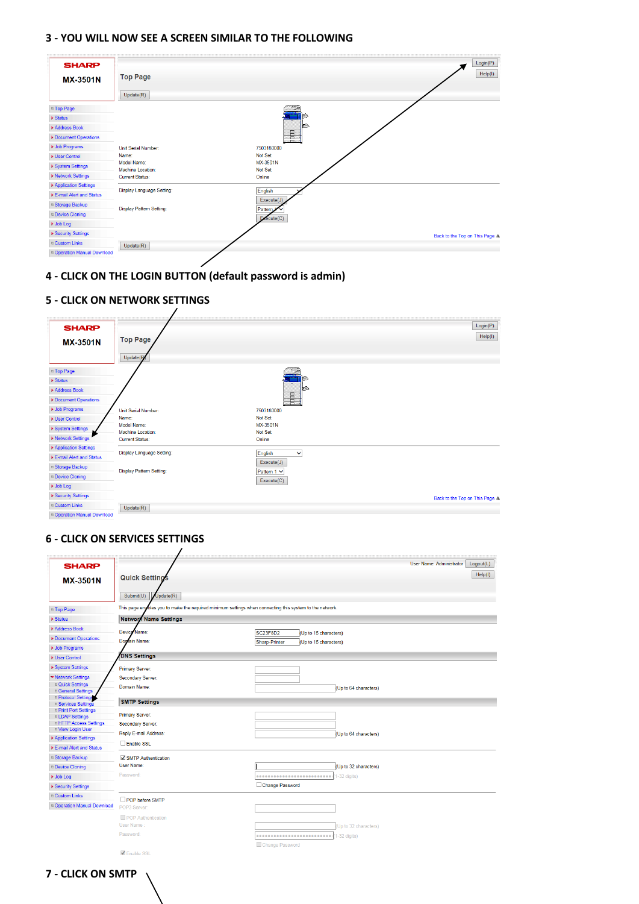## 3 - YOU WILL NOW SEE A SCREEN SIMILAR TO THE FOLLOWING

SHARP
MX-3501N

Top Page

Login(P)
Help(I)
Update(R)

- Top Page
- Status
- Address Book
- Document Operations
- Job Programs
- User Control
- System Settings
- Network Settings
- Application Settings
- E-mail Alert and Status
- Storage Backup
- Device Cloning
- Job Log
- Security Settings
- Custom Links
- Operation Manual Download

| | |
|---|---|
| Unit Serial Number: | 7503180000 |
| Name: | Not Set |
| Model Name: | MX-3501N |
| Machine Location: | Not Set |
| Current Status: | Online |
| Display Language Setting: | English / Execute(J) |
| Display Pattern Setting: | Pattern 1 / Execute(C) |

Back to the Top on This Page

Update(R)

## 4 - CLICK ON THE LOGIN BUTTON (default password is admin)

## 5 - CLICK ON NETWORK SETTINGS

SHARP
MX-3501N

Top Page

Login(P)
Help(I)
Update(R)

- Top Page
- Status
- Address Book
- Document Operations
- Job Programs
- User Control
- System Settings
- Network Settings
- Application Settings
- E-mail Alert and Status
- Storage Backup
- Device Cloning
- Job Log
- Security Settings
- Custom Links
- Operation Manual Download

| | |
|---|---|
| Unit Serial Number: | 7503180000 |
| Name: | Not Set |
| Model Name: | MX-3501N |
| Machine Location: | Not Set |
| Current Status: | Online |
| Display Language Setting: | English / Execute(J) |
| Display Pattern Setting: | Pattern 1 / Execute(C) |

Back to the Top on This Page

Update(R)

## 6 - CLICK ON SERVICES SETTINGS

SHARP
MX-3501N

User Name: Administrator Logout(L)
Help(I)

Quick Settings

Submit(U) Update(R)

- Top Page
- Status
- Address Book
- Document Operations
- Job Programs
- User Control
- System Settings
- Network Settings
  - Quick Settings
  - General Settings
  - Protocol Settings
  - Services Settings
  - Print Port Settings
  - LDAP Settings
  - HTTP Access Settings
  - View Login User
- Application Settings
- E-mail Alert and Status
- Storage Backup
- Device Cloning
- Job Log
- Security Settings
- Custom Links
- Operation Manual Download

This page enables you to make the required minimum settings when connecting this system to the network.

**Network Name Settings**

| | |
|---|---|
| Device Name: | SC23F8D2 (Up to 15 characters) |
| Domain Name: | Sharp-Printer (Up to 15 characters) |

**DNS Settings**

| | |
|---|---|
| Primary Server: | |
| Secondary Server: | |
| Domain Name: | (Up to 64 characters) |

**SMTP Settings**

| | |
|---|---|
| Primary Server: | |
| Secondary Server: | |
| Reply E-mail Address: | (Up to 64 characters) |

☐ Enable SSL

☑ SMTP Authentication

| | |
|---|---|
| User Name: | (Up to 32 characters) |
| Password: | (1-32 digits) |

☐ Change Password

☐ POP before SMTP

| | |
|---|---|
| POP3 Server: | |

☐ POP Authentication

| | |
|---|---|
| User Name: | (Up to 32 characters) |
| Password: | (1-32 digits) |

☐ Change Password

☑ Enable SSL

## 7 - CLICK ON SMTP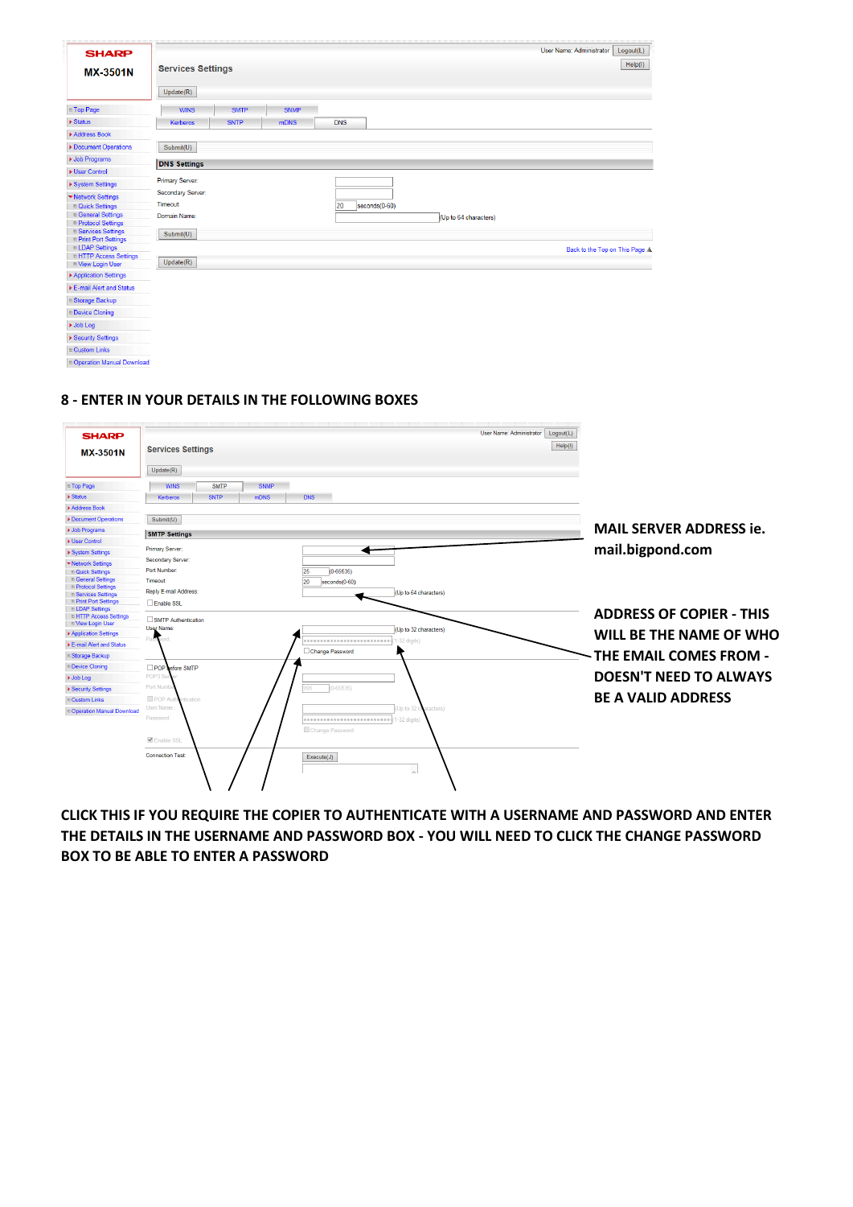SHARP

MX-3501N

User Name: Administrator Logout(L)

Help(I)

Services Settings

Update(R)

- Top Page
- Status
- Address Book
- Document Operations
- Job Programs
- User Control
- System Settings
- Network Settings
  - Quick Settings
  - General Settings
  - Protocol Settings
  - Services Settings
  - Print Port Settings
  - LDAP Settings
  - HTTP Access Settings
  - View Login User
- Application Settings
- E-mail Alert and Status
- Storage Backup
- Device Cloning
- Job Log
- Security Settings
- Custom Links
- Operation Manual Download

WINS | SMTP | SNMP

Kerberos | SNTP | mDNS | DNS

Submit(U)

**DNS Settings**

Primary Server:

Secondary Server:

Timeout: 20 seconds(0-60)

Domain Name: (Up to 64 characters)

Submit(U)

Back to the Top on This Page

Update(R)

## 8 - ENTER IN YOUR DETAILS IN THE FOLLOWING BOXES

SHARP

MX-3501N

User Name: Administrator Logout(L)

Help(I)

Services Settings

Update(R)

WINS | SMTP | SNMP

Kerberos | SNTP | mDNS | DNS

Submit(U)

**SMTP Settings**

Primary Server:

Secondary Server:

Port Number: 25 (0-65535)

Timeout: 20 seconds(0-60)

Reply E-mail Address: (Up to 64 characters)

Enable SSL

SMTP Authentication

User Name: (Up to 32 characters)

Password: (1-32 digits)

Change Password

POP before SMTP

POP3 Server:

Port Number: 995 (0-65535)

POP Authentication

User Name: (Up to 32 characters)

Password: (1-32 digits)

Change Password

Enable SSL

Connection Test: Execute(J)

**MAIL SERVER ADDRESS ie. mail.bigpond.com**

**ADDRESS OF COPIER - THIS WILL BE THE NAME OF WHO THE EMAIL COMES FROM - DOESN'T NEED TO ALWAYS BE A VALID ADDRESS**

**CLICK THIS IF YOU REQUIRE THE COPIER TO AUTHENTICATE WITH A USERNAME AND PASSWORD AND ENTER THE DETAILS IN THE USERNAME AND PASSWORD BOX - YOU WILL NEED TO CLICK THE CHANGE PASSWORD BOX TO BE ABLE TO ENTER A PASSWORD**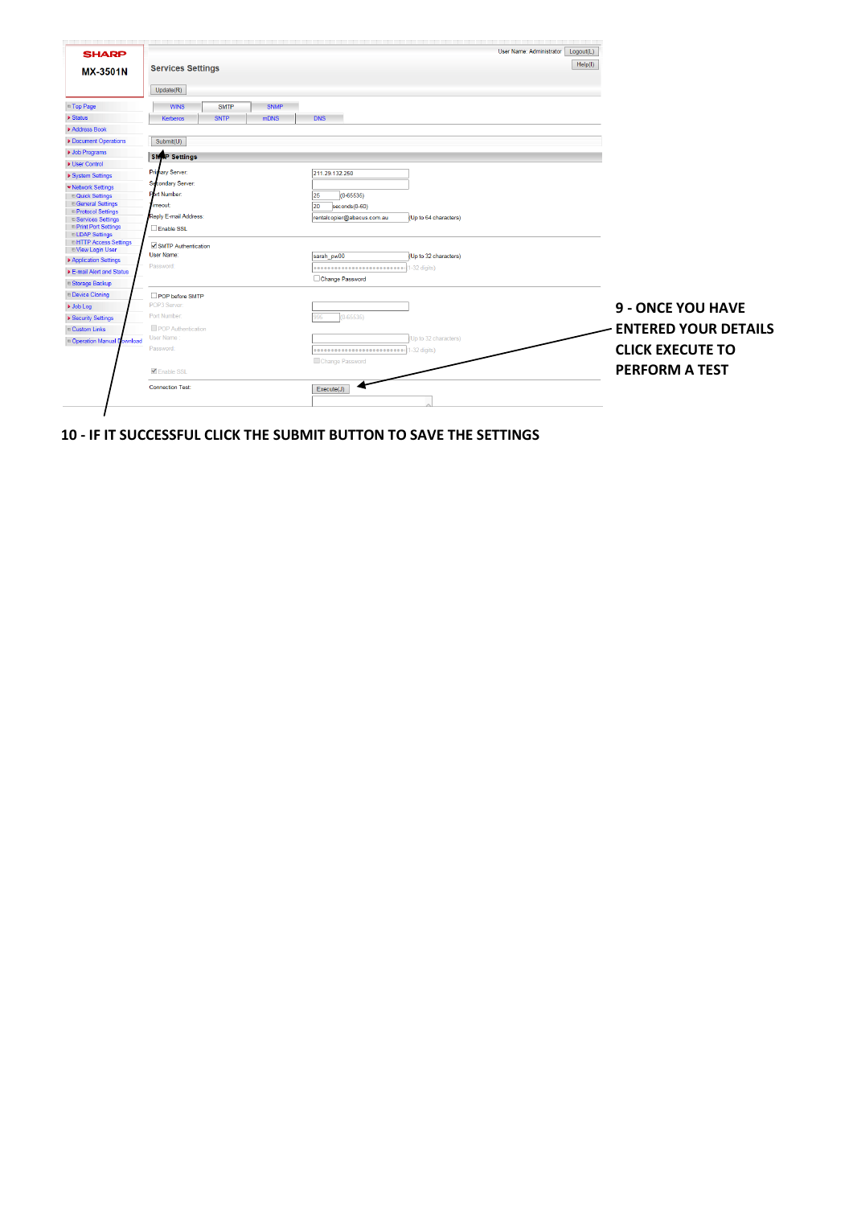SHARP

MX-3501N

Services Settings

User Name Administrator Logout(L)

Help(I)

Update(R)

- Top Page
- Status
- Address Book
- Document Operations
- Job Programs
- User Control
- System Settings
- Network Settings
  - Quick Settings
  - General Settings
  - Protocol Settings
  - Services Settings
  - Print Port Settings
  - LDAP Settings
  - HTTP Access Settings
  - View Login User
- Application Settings
- E-mail Alert and Status
- Storage Backup
- Device Cloning
- Job Log
- Security Settings
- Custom Links
- Operation Manual Download

WINS | SMTP | SNMP

Kerberos | SNTP | mDNS | DNS

Submit(U)

**SMTP Settings**

Primary Server: 211.29.132.250

Secondary Server:

Port Number: 25 (0-65535)

Timeout: 20 seconds(0-60)

Reply E-mail Address: rentalcopier@abacus.com.au (Up to 64 characters)

☐ Enable SSL

☑ SMTP Authentication

User Name: sarah_pw00 (Up to 32 characters)

Password: •••••••••••••••••••••••••• (1-32 digits)

☐ Change Password

☐ POP before SMTP

POP3 Server:

Port Number: 995 (0-65535)

☐ POP Authentication

User Name: (Up to 32 characters)

Password: •••••••••••••••••••••••••• (1-32 digits)

☐ Change Password

☑ Enable SSL

Connection Test: Execute(J)

**9 - ONCE YOU HAVE ENTERED YOUR DETAILS CLICK EXECUTE TO PERFORM A TEST**

**10 - IF IT SUCCESSFUL CLICK THE SUBMIT BUTTON TO SAVE THE SETTINGS**